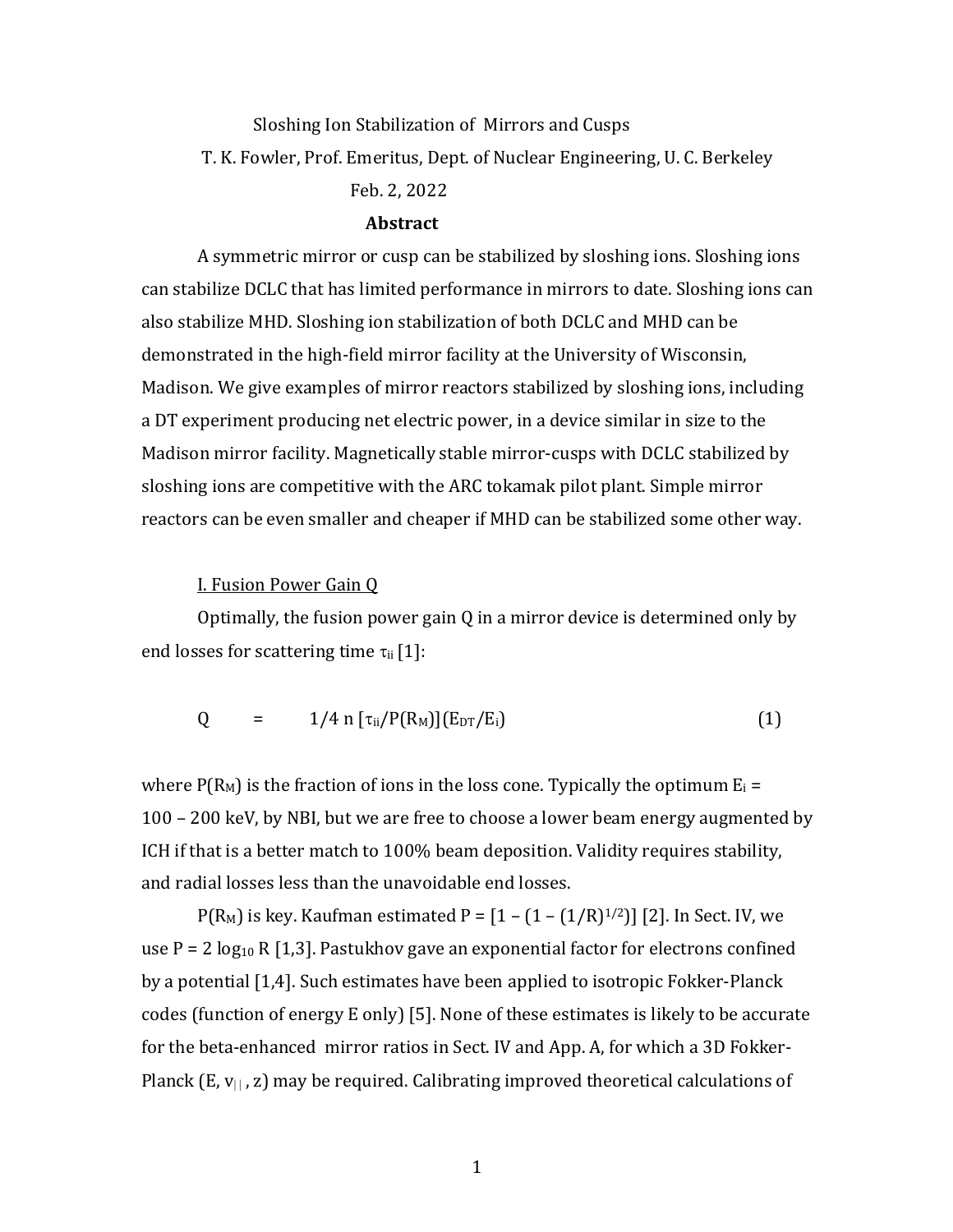Sloshing Ion Stabilization of Mirrors and Cusps

T. K. Fowler, Prof. Emeritus, Dept. of Nuclear Engineering, U. C. Berkeley

Feb. 2, 2022

**Abstract**

A symmetric mirror or cusp can be stabilized by sloshing ions. Sloshing ions can stabilize DCLC that has limited performance in mirrors to date. Sloshing ions can also stabilize MHD. Sloshing ion stabilization of both DCLC and MHD can be demonstrated in the high-field mirror facility at the University of Wisconsin, Madison. We give examples of mirror reactors stabilized by sloshing ions, including a DT experiment producing net electric power, in a device similar in size to the Madison mirror facility. Magnetically stable mirror-cusps with DCLC stabilized by sloshing ions are competitive with the ARC tokamak pilot plant. Simple mirror reactors can be even smaller and cheaper if MHD can be stabilized some other way.

## I. Fusion Power Gain Q

Optimally, the fusion power gain Q in a mirror device is determined only by end losses for scattering time $\tau_{ii}$ [1]:

$$Q \quad = \quad 1/4 \; n \, [\tau_{ii}/P(R_M)](E_{DT}/E_i) \tag{1}$$

where $P(R_M)$ is the fraction of ions in the loss cone. Typically the optimum $E_i$ = 100 – 200 keV, by NBI, but we are free to choose a lower beam energy augmented by ICH if that is a better match to 100% beam deposition. Validity requires stability, and radial losses less than the unavoidable end losses.

$P(R_M)$ is key. Kaufman estimated $P = [1 - (1 - (1/R)^{1/2})]$ [2]. In Sect. IV, we use $P = 2 \log_{10} R$ [1,3]. Pastukhov gave an exponential factor for electrons confined by a potential [1,4]. Such estimates have been applied to isotropic Fokker-Planck codes (function of energy E only) [5]. None of these estimates is likely to be accurate for the beta-enhanced mirror ratios in Sect. IV and App. A, for which a 3D Fokker-Planck (E, $v_{||}$, z) may be required. Calibrating improved theoretical calculations of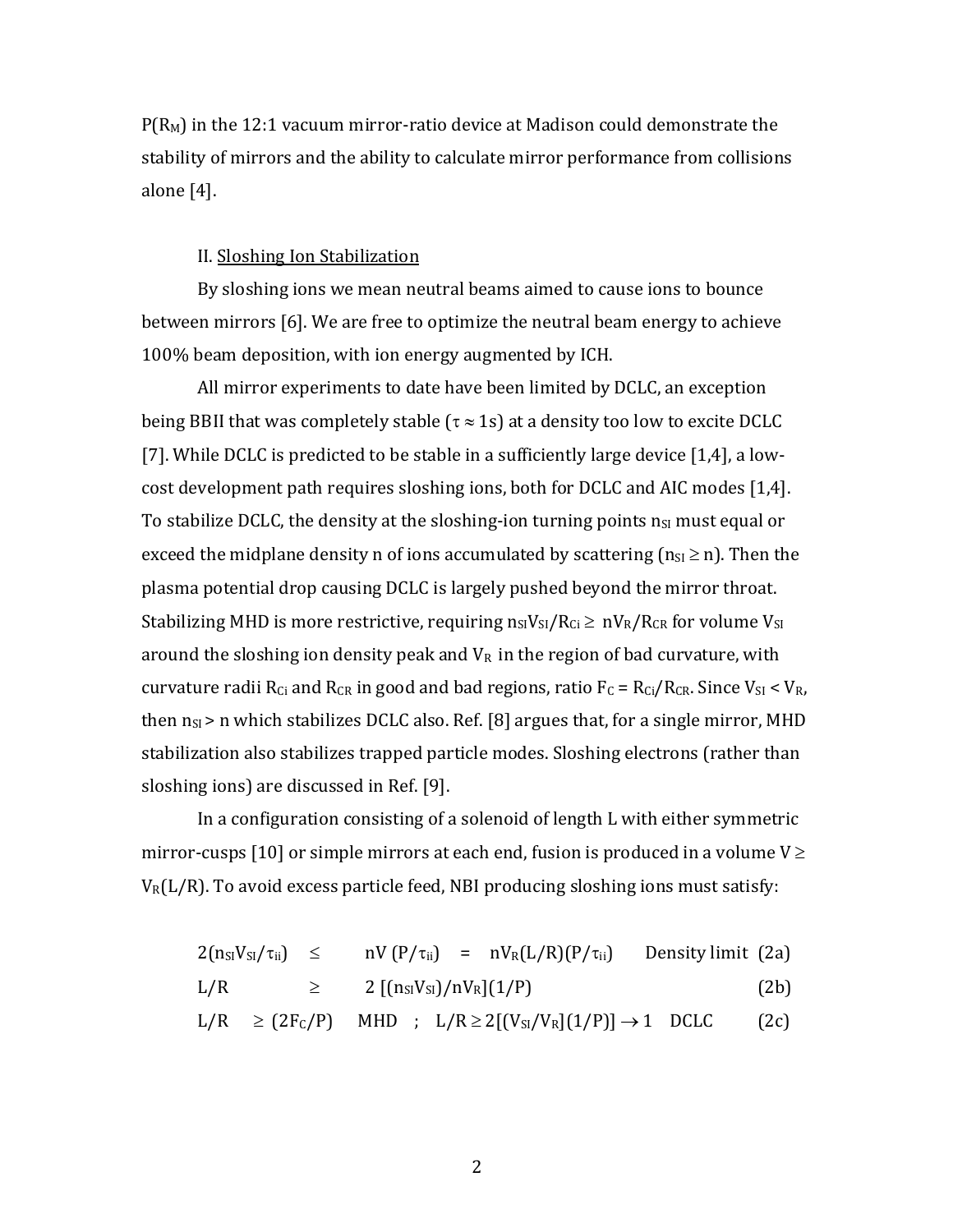$P(R_M)$ in the 12:1 vacuum mirror-ratio device at Madison could demonstrate the stability of mirrors and the ability to calculate mirror performance from collisions alone [4].

## II. Sloshing Ion Stabilization

By sloshing ions we mean neutral beams aimed to cause ions to bounce between mirrors [6]. We are free to optimize the neutral beam energy to achieve 100% beam deposition, with ion energy augmented by ICH.

All mirror experiments to date have been limited by DCLC, an exception being BBII that was completely stable ($\tau \approx 1$s) at a density too low to excite DCLC [7]. While DCLC is predicted to be stable in a sufficiently large device [1,4], a low-cost development path requires sloshing ions, both for DCLC and AIC modes [1,4]. To stabilize DCLC, the density at the sloshing-ion turning points $n_{SI}$ must equal or exceed the midplane density n of ions accumulated by scattering ($n_{SI} \geq n$). Then the plasma potential drop causing DCLC is largely pushed beyond the mirror throat. Stabilizing MHD is more restrictive, requiring $n_{SI}V_{SI}/R_{Ci} \geq nV_R/R_{CR}$ for volume $V_{SI}$ around the sloshing ion density peak and $V_R$ in the region of bad curvature, with curvature radii $R_{Ci}$ and $R_{CR}$ in good and bad regions, ratio $F_C = R_{Ci}/R_{CR}$. Since $V_{SI} < V_R$, then $n_{SI} > n$ which stabilizes DCLC also. Ref. [8] argues that, for a single mirror, MHD stabilization also stabilizes trapped particle modes. Sloshing electrons (rather than sloshing ions) are discussed in Ref. [9].

In a configuration consisting of a solenoid of length L with either symmetric mirror-cusps [10] or simple mirrors at each end, fusion is produced in a volume $V \geq V_R(L/R)$. To avoid excess particle feed, NBI producing sloshing ions must satisfy:

$$2(n_{SI}V_{SI}/\tau_{ii}) \leq nV(P/\tau_{ii}) = nV_R(L/R)(P/\tau_{ii}) \quad \text{Density limit} \quad (2a)$$

$$L/R \geq 2\,[(n_{SI}V_{SI})/nV_R](1/P) \quad (2b)$$

$$L/R \geq (2F_C/P) \quad \text{MHD} \quad ; \quad L/R \geq 2[(V_{SI}/V_R)(1/P)] \rightarrow 1 \quad \text{DCLC} \quad (2c)$$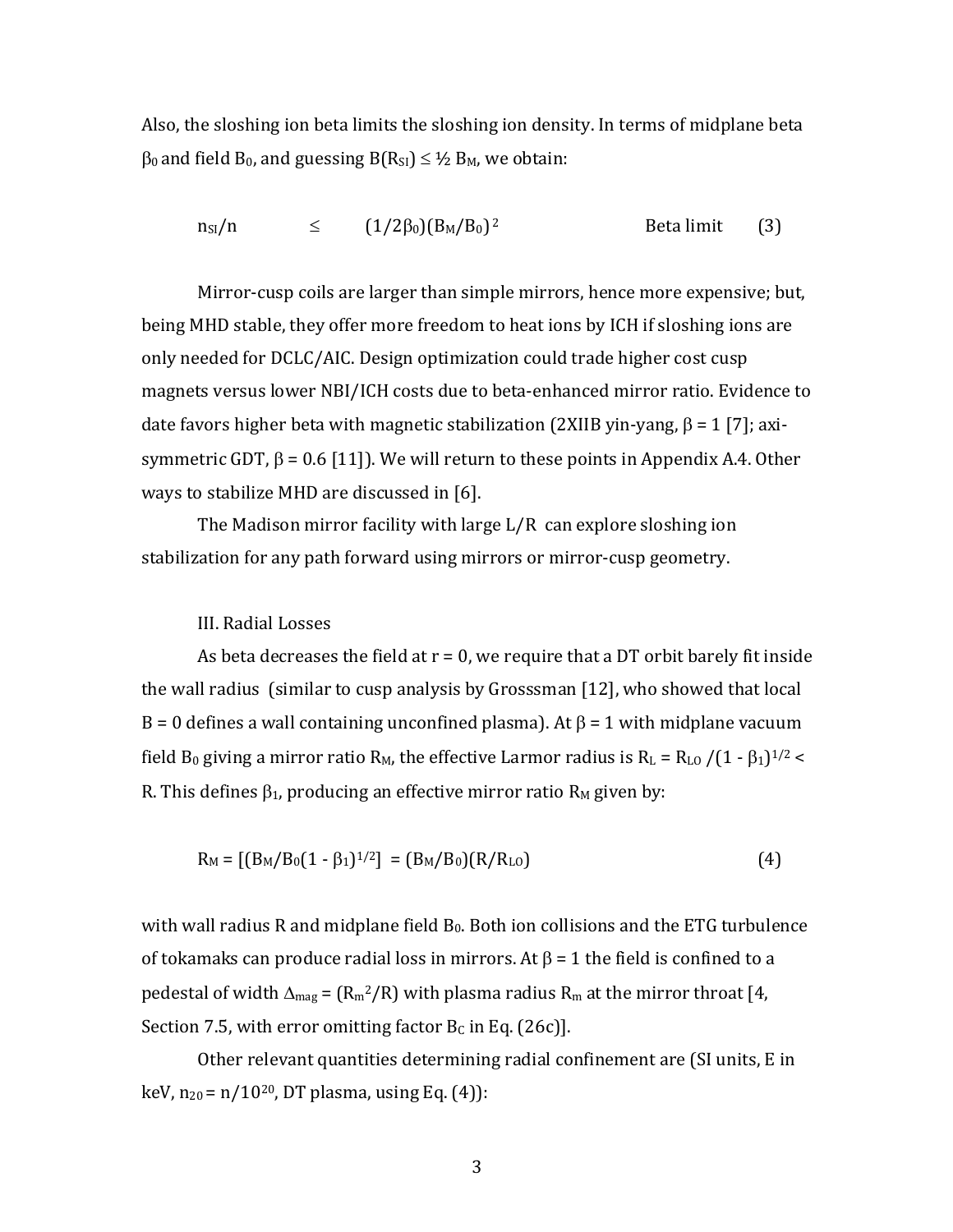Also, the sloshing ion beta limits the sloshing ion density. In terms of midplane beta $\beta_0$ and field $B_0$, and guessing $B(R_{SI}) \leq ½ B_M$, we obtain:

$$n_{SI}/n \quad \leq \quad (1/2\beta_0)(B_M/B_0)^2 \qquad \text{Beta limit} \qquad (3)$$

Mirror-cusp coils are larger than simple mirrors, hence more expensive; but, being MHD stable, they offer more freedom to heat ions by ICH if sloshing ions are only needed for DCLC/AIC. Design optimization could trade higher cost cusp magnets versus lower NBI/ICH costs due to beta-enhanced mirror ratio. Evidence to date favors higher beta with magnetic stabilization (2XIIB yin-yang, $\beta = 1$ [7]; axi-symmetric GDT, $\beta = 0.6$ [11]). We will return to these points in Appendix A.4. Other ways to stabilize MHD are discussed in [6].

The Madison mirror facility with large L/R can explore sloshing ion stabilization for any path forward using mirrors or mirror-cusp geometry.

## III. Radial Losses

As beta decreases the field at r = 0, we require that a DT orbit barely fit inside the wall radius (similar to cusp analysis by Grosssman [12], who showed that local B = 0 defines a wall containing unconfined plasma). At $\beta = 1$ with midplane vacuum field $B_0$ giving a mirror ratio $R_M$, the effective Larmor radius is $R_L = R_{LO}/(1 - \beta_1)^{1/2} < R$. This defines $\beta_1$, producing an effective mirror ratio $R_M$ given by:

$$R_M = [(B_M/B_0(1 - \beta_1)^{1/2}] = (B_M/B_0)(R/R_{LO}) \qquad (4)$$

with wall radius R and midplane field $B_0$. Both ion collisions and the ETG turbulence of tokamaks can produce radial loss in mirrors. At $\beta = 1$ the field is confined to a pedestal of width $\Delta_{mag} = (R_m^2/R)$ with plasma radius $R_m$ at the mirror throat [4, Section 7.5, with error omitting factor $B_C$ in Eq. (26c)].

Other relevant quantities determining radial confinement are (SI units, E in keV, $n_{20} = n/10^{20}$, DT plasma, using Eq. (4)):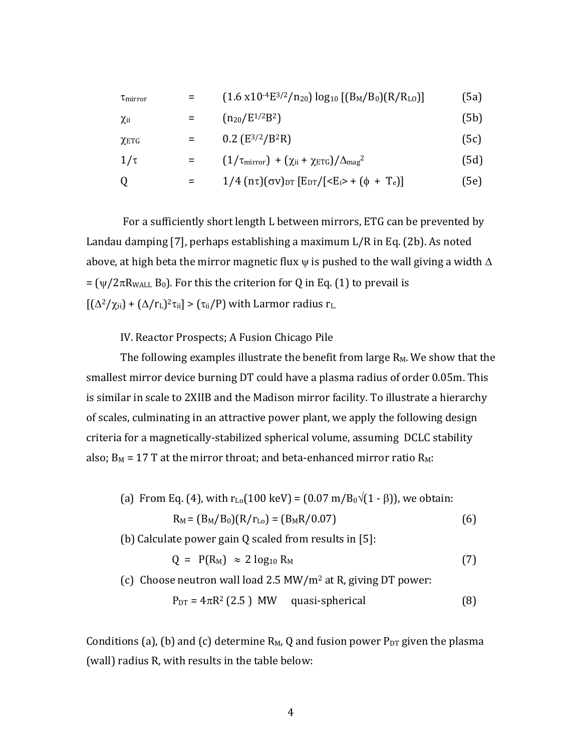$$\tau_{mirror} = (1.6 \times 10^{-4} E^{3/2}/n_{20}) \log_{10} [(B_M/B_0)(R/R_{LO})] \quad (5a)$$

$$\chi_{ii} = (n_{20}/E^{1/2}B^2) \quad (5b)$$

$$\chi_{ETG} = 0.2\,(E^{3/2}/B^2 R) \quad (5c)$$

$$1/\tau = (1/\tau_{mirror}) + (\chi_{ii} + \chi_{ETG})/\Delta_{mag}^2 \quad (5d)$$

$$Q = 1/4\,(n\tau)(\sigma v)_{DT}\,[E_{DT}/[\langle E_i \rangle + (\phi + T_e)] \quad (5e)$$

For a sufficiently short length L between mirrors, ETG can be prevented by Landau damping [7], perhaps establishing a maximum L/R in Eq. (2b). As noted above, at high beta the mirror magnetic flux $\psi$ is pushed to the wall giving a width $\Delta = (\psi/2\pi R_{WALL} B_0)$. For this the criterion for Q in Eq. (1) to prevail is $[(\Delta^2/\chi_{ii}) + (\Delta/r_L)^2 \tau_{ii}] > (\tau_{ii}/P)$ with Larmor radius $r_L$.

IV. Reactor Prospects; A Fusion Chicago Pile

The following examples illustrate the benefit from large $R_M$. We show that the smallest mirror device burning DT could have a plasma radius of order 0.05m. This is similar in scale to 2XIIB and the Madison mirror facility. To illustrate a hierarchy of scales, culminating in an attractive power plant, we apply the following design criteria for a magnetically-stabilized spherical volume, assuming DCLC stability also; $B_M$ = 17 T at the mirror throat; and beta-enhanced mirror ratio $R_M$:

(a) From Eq. (4), with $r_{Lo}(100\text{ keV}) = (0.07\text{ m}/B_0\sqrt{(1-\beta)})$, we obtain:

$$R_M = (B_M/B_0)(R/r_{Lo}) = (B_M R/0.07) \quad (6)$$

(b) Calculate power gain Q scaled from results in [5]:

$$Q = P(R_M) \approx 2 \log_{10} R_M \quad (7)$$

(c) Choose neutron wall load 2.5 MW/m² at R, giving DT power:

$$P_{DT} = 4\pi R^2\,(2.5)\ \text{MW} \quad \text{quasi-spherical} \quad (8)$$

Conditions (a), (b) and (c) determine $R_M$, Q and fusion power $P_{DT}$ given the plasma (wall) radius R, with results in the table below: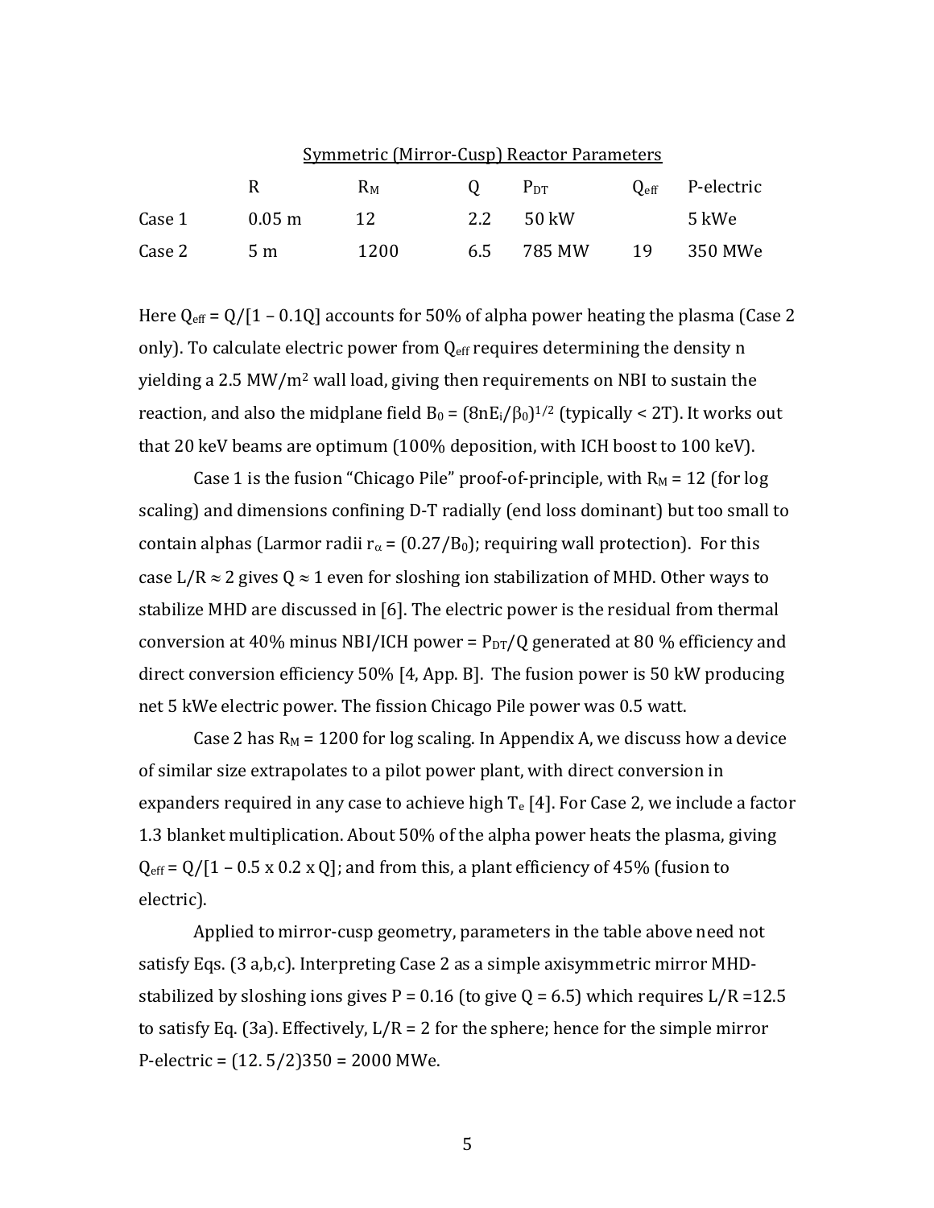<u>Symmetric (Mirror-Cusp) Reactor Parameters</u>

| | R | $R_M$ | Q | $P_{DT}$ | $Q_{eff}$ | P-electric |
|---|---|---|---|---|---|---|
| Case 1 | 0.05 m | 12 | 2.2 | 50 kW | | 5 kWe |
| Case 2 | 5 m | 1200 | 6.5 | 785 MW | 19 | 350 MWe |

Here $Q_{eff} = Q/[1 - 0.1Q]$ accounts for 50% of alpha power heating the plasma (Case 2 only). To calculate electric power from $Q_{eff}$ requires determining the density n yielding a 2.5 MW/m$^2$ wall load, giving then requirements on NBI to sustain the reaction, and also the midplane field $B_0 = (8nE_i/\beta_0)^{1/2}$ (typically < 2T). It works out that 20 keV beams are optimum (100% deposition, with ICH boost to 100 keV).

Case 1 is the fusion "Chicago Pile" proof-of-principle, with $R_M = 12$ (for log scaling) and dimensions confining D-T radially (end loss dominant) but too small to contain alphas (Larmor radii $r_\alpha = (0.27/B_0)$; requiring wall protection). For this case $L/R \approx 2$ gives $Q \approx 1$ even for sloshing ion stabilization of MHD. Other ways to stabilize MHD are discussed in [6]. The electric power is the residual from thermal conversion at 40% minus NBI/ICH power = $P_{DT}/Q$ generated at 80 % efficiency and direct conversion efficiency 50% [4, App. B]. The fusion power is 50 kW producing net 5 kWe electric power. The fission Chicago Pile power was 0.5 watt.

Case 2 has $R_M = 1200$ for log scaling. In Appendix A, we discuss how a device of similar size extrapolates to a pilot power plant, with direct conversion in expanders required in any case to achieve high $T_e$ [4]. For Case 2, we include a factor 1.3 blanket multiplication. About 50% of the alpha power heats the plasma, giving $Q_{eff} = Q/[1 - 0.5 \times 0.2 \times Q]$; and from this, a plant efficiency of 45% (fusion to electric).

Applied to mirror-cusp geometry, parameters in the table above need not satisfy Eqs. (3 a,b,c). Interpreting Case 2 as a simple axisymmetric mirror MHD-stabilized by sloshing ions gives P = 0.16 (to give Q = 6.5) which requires L/R =12.5 to satisfy Eq. (3a). Effectively, L/R = 2 for the sphere; hence for the simple mirror P-electric = (12. 5/2)350 = 2000 MWe.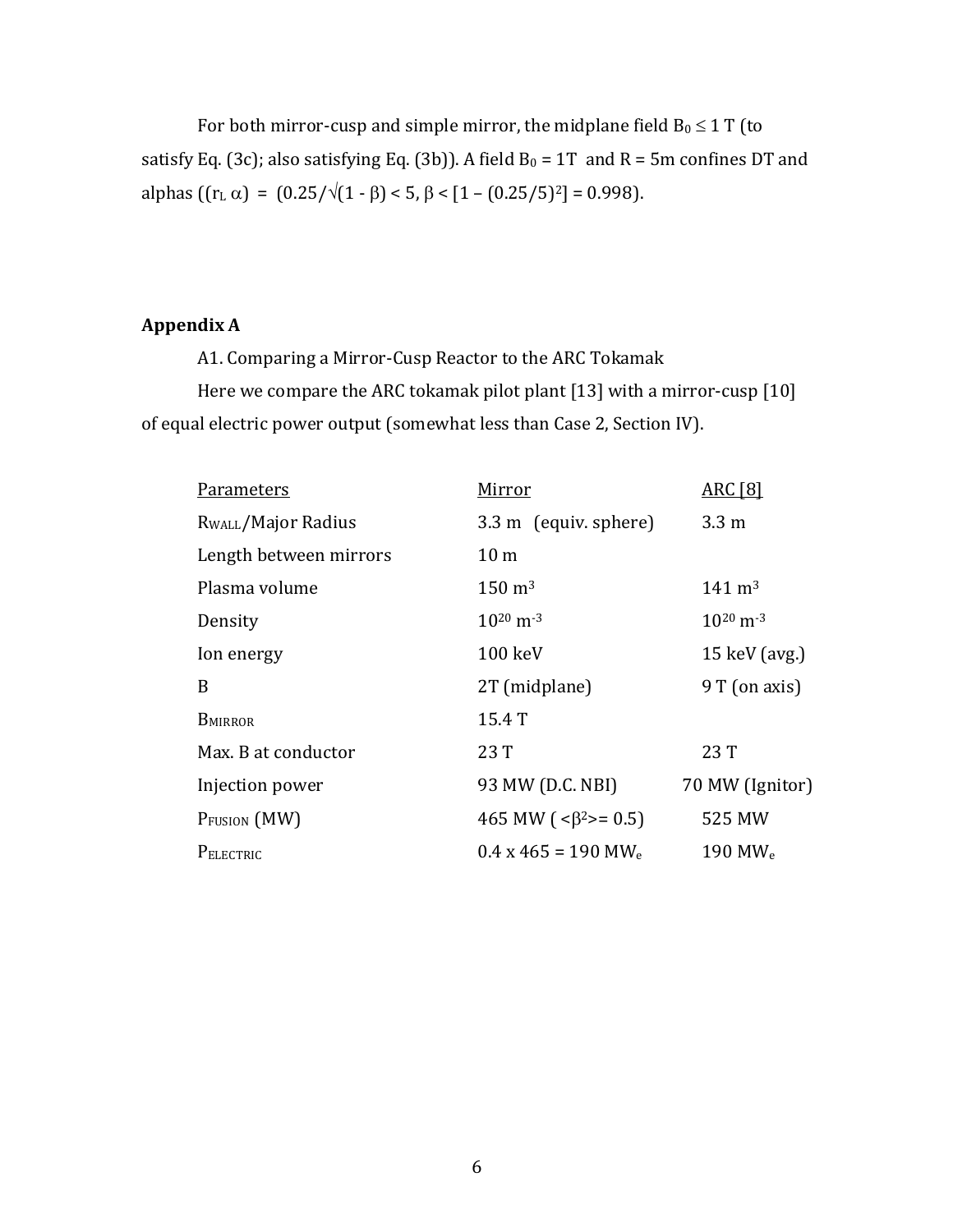For both mirror-cusp and simple mirror, the midplane field $B_0 \leq 1$ T (to satisfy Eq. (3c); also satisfying Eq. (3b)). A field $B_0 = 1$T and R = 5m confines DT and alphas ($(r_L\ \alpha) = (0.25/\sqrt{(1 - \beta)} < 5$, $\beta < [1 - (0.25/5)^2] = 0.998$).

**Appendix A**

A1. Comparing a Mirror-Cusp Reactor to the ARC Tokamak

Here we compare the ARC tokamak pilot plant [13] with a mirror-cusp [10] of equal electric power output (somewhat less than Case 2, Section IV).

| Parameters | Mirror | ARC [8] |
|---|---|---|
| $R_{WALL}$/Major Radius | 3.3 m (equiv. sphere) | 3.3 m |
| Length between mirrors | 10 m | |
| Plasma volume | 150 $m^3$ | 141 $m^3$ |
| Density | $10^{20}$ $m^{-3}$ | $10^{20}$ $m^{-3}$ |
| Ion energy | 100 keV | 15 keV (avg.) |
| B | 2T (midplane) | 9 T (on axis) |
| $B_{MIRROR}$ | 15.4 T | |
| Max. B at conductor | 23 T | 23 T |
| Injection power | 93 MW (D.C. NBI) | 70 MW (Ignitor) |
| $P_{FUSION}$ (MW) | 465 MW ( $<\beta^2>= 0.5$) | 525 MW |
| $P_{ELECTRIC}$ | 0.4 x 465 = 190 $MW_e$ | 190 $MW_e$ |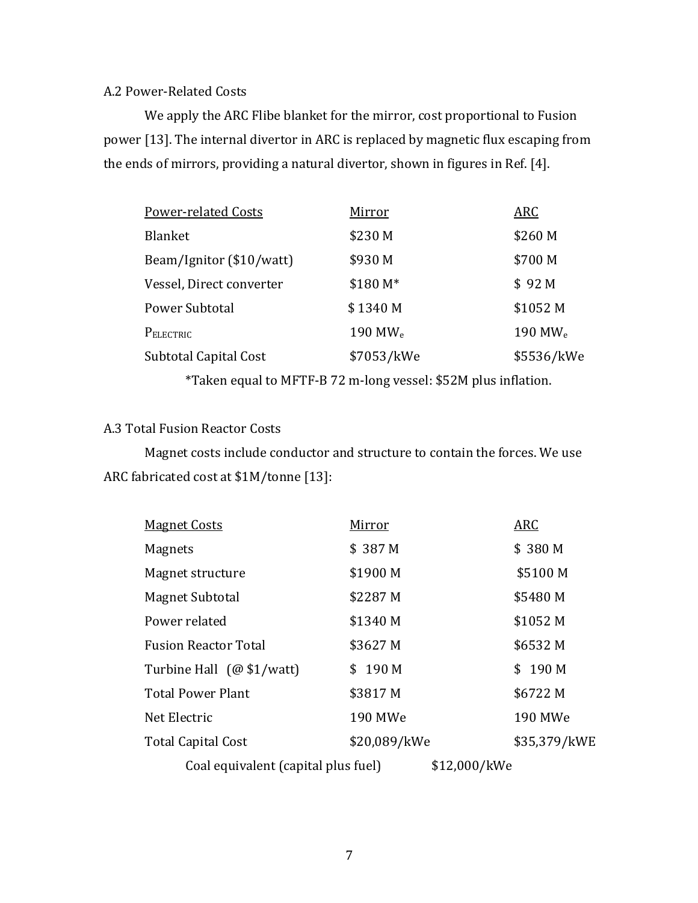A.2 Power-Related Costs

We apply the ARC Flibe blanket for the mirror, cost proportional to Fusion power [13]. The internal divertor in ARC is replaced by magnetic flux escaping from the ends of mirrors, providing a natural divertor, shown in figures in Ref. [4].

| Power-related Costs | Mirror | ARC |
|---|---|---|
| Blanket | \$230 M | \$260 M |
| Beam/Ignitor (\$10/watt) | \$930 M | \$700 M |
| Vessel, Direct converter | \$180 M* | \$ 92 M |
| Power Subtotal | \$1340 M | \$1052 M |
| $P_{ELECTRIC}$ | 190 $MW_e$ | 190 $MW_e$ |
| Subtotal Capital Cost | \$7053/kWe | \$5536/kWe |

*Taken equal to MFTF-B 72 m-long vessel: \$52M plus inflation.

A.3 Total Fusion Reactor Costs

Magnet costs include conductor and structure to contain the forces. We use ARC fabricated cost at \$1M/tonne [13]:

| Magnet Costs | Mirror | ARC |
|---|---|---|
| Magnets | \$ 387 M | \$ 380 M |
| Magnet structure | \$1900 M | \$5100 M |
| Magnet Subtotal | \$2287 M | \$5480 M |
| Power related | \$1340 M | \$1052 M |
| Fusion Reactor Total | \$3627 M | \$6532 M |
| Turbine Hall (@ \$1/watt) | \$ 190 M | \$ 190 M |
| Total Power Plant | \$3817 M | \$6722 M |
| Net Electric | 190 MWe | 190 MWe |
| Total Capital Cost | \$20,089/kWe | \$35,379/kWE |
| Coal equivalent (capital plus fuel) | \$12,000/kWe | |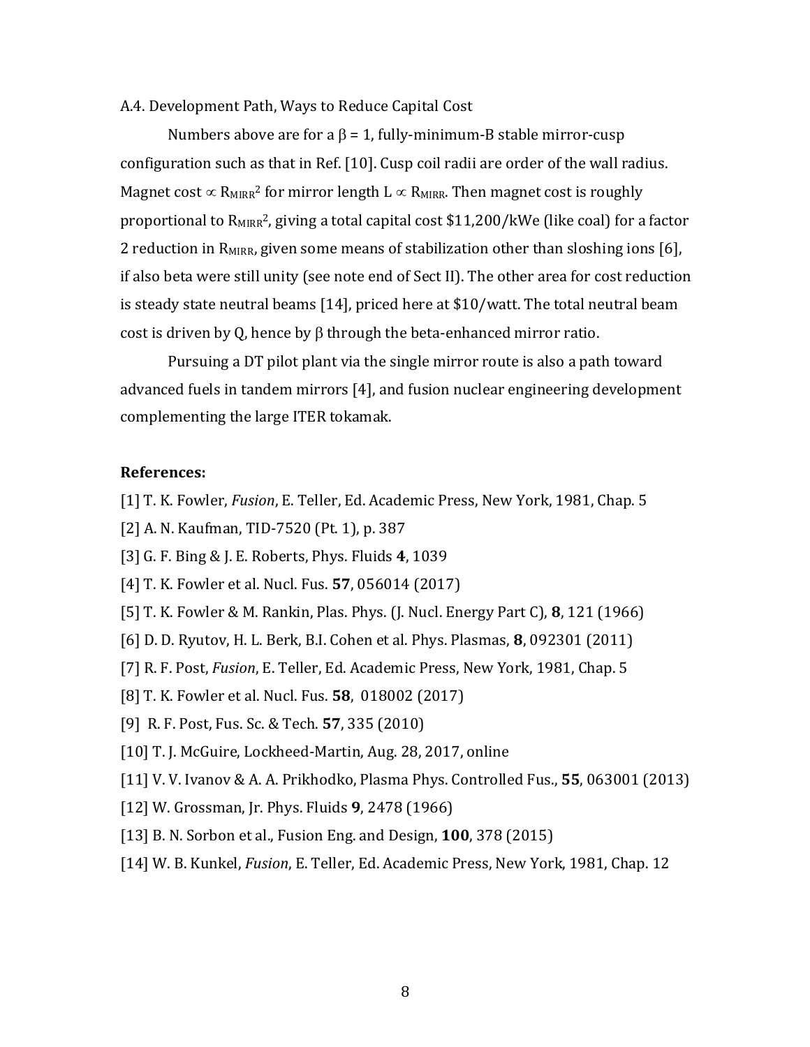A.4. Development Path, Ways to Reduce Capital Cost

Numbers above are for a $\beta = 1$, fully-minimum-B stable mirror-cusp configuration such as that in Ref. [10]. Cusp coil radii are order of the wall radius. Magnet cost $\propto R_{MIRR}^2$ for mirror length $L \propto R_{MIRR}$. Then magnet cost is roughly proportional to $R_{MIRR}^2$, giving a total capital cost \$11,200/kWe (like coal) for a factor 2 reduction in $R_{MIRR}$, given some means of stabilization other than sloshing ions [6], if also beta were still unity (see note end of Sect II). The other area for cost reduction is steady state neutral beams [14], priced here at \$10/watt. The total neutral beam cost is driven by Q, hence by $\beta$ through the beta-enhanced mirror ratio.

Pursuing a DT pilot plant via the single mirror route is also a path toward advanced fuels in tandem mirrors [4], and fusion nuclear engineering development complementing the large ITER tokamak.

**References:**

[1] T. K. Fowler, *Fusion*, E. Teller, Ed. Academic Press, New York, 1981, Chap. 5

[2] A. N. Kaufman, TID-7520 (Pt. 1), p. 387

[3] G. F. Bing & J. E. Roberts, Phys. Fluids **4**, 1039

[4] T. K. Fowler et al. Nucl. Fus. **57**, 056014 (2017)

[5] T. K. Fowler & M. Rankin, Plas. Phys. (J. Nucl. Energy Part C), **8**, 121 (1966)

[6] D. D. Ryutov, H. L. Berk, B.I. Cohen et al. Phys. Plasmas, **8**, 092301 (2011)

[7] R. F. Post, *Fusion*, E. Teller, Ed. Academic Press, New York, 1981, Chap. 5

[8] T. K. Fowler et al. Nucl. Fus. **58**, 018002 (2017)

[9] R. F. Post, Fus. Sc. & Tech. **57**, 335 (2010)

[10] T. J. McGuire, Lockheed-Martin, Aug. 28, 2017, online

[11] V. V. Ivanov & A. A. Prikhodko, Plasma Phys. Controlled Fus., **55**, 063001 (2013)

[12] W. Grossman, Jr. Phys. Fluids **9**, 2478 (1966)

[13] B. N. Sorbon et al., Fusion Eng. and Design, **100**, 378 (2015)

[14] W. B. Kunkel, *Fusion*, E. Teller, Ed. Academic Press, New York, 1981, Chap. 12